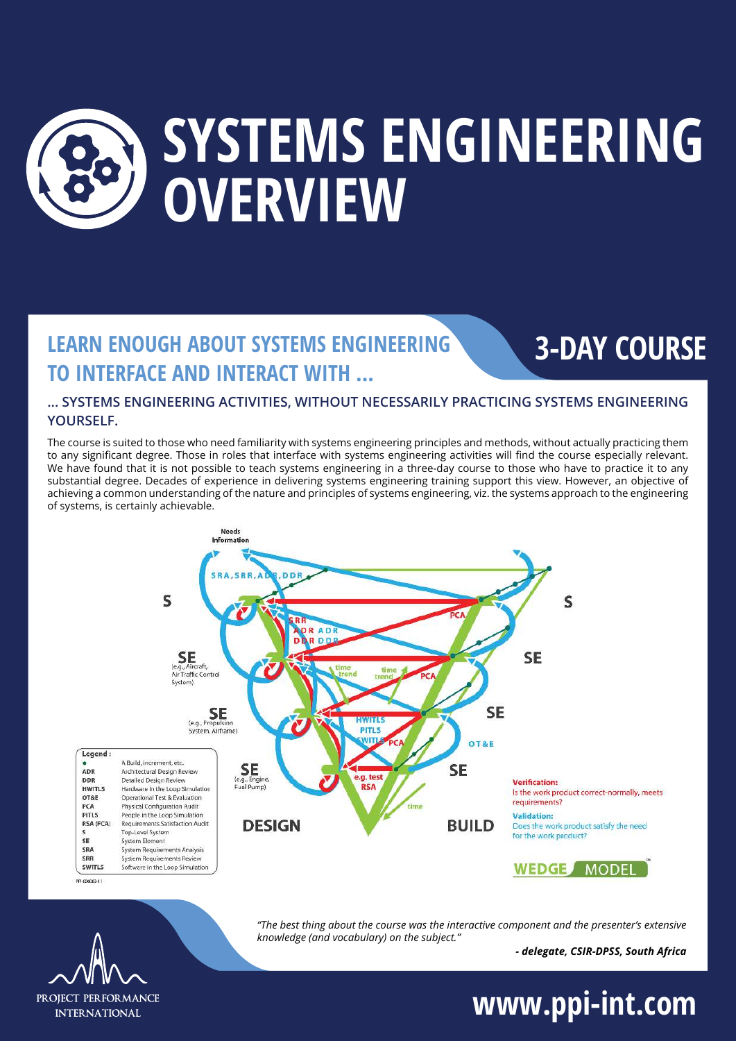# SYSTEMS ENGINEERING OVERVIEW

## LEARN ENOUGH ABOUT SYSTEMS ENGINEERING TO INTERFACE AND INTERACT WITH ...

## 3-DAY COURSE

**... SYSTEMS ENGINEERING ACTIVITIES, WITHOUT NECESSARILY PRACTICING SYSTEMS ENGINEERING YOURSELF.**

The course is suited to those who need familiarity with systems engineering principles and methods, without actually practicing them to any significant degree. Those in roles that interface with systems engineering activities will find the course especially relevant. We have found that it is not possible to teach systems engineering in a three-day course to those who have to practice it to any substantial degree. Decades of experience in delivering systems engineering training support this view. However, an objective of achieving a common understanding of the nature and principles of systems engineering, viz. the systems approach to the engineering of systems, is certainly achievable.

| Legend: | |
|---|---|
| ● | A Build, increment, etc. |
| ADR | Architectural Design Review |
| DDR | Detailed Design Review |
| HWITLS | Hardware in the Loop Simulation |
| OT&E | Operational Test & Evaluation |
| PCA | Physical Configuration Audit |
| PITLS | People in the Loop Simulation |
| RSA (FCA) | Requirements Satisfaction Audit |
| S | Top-Level System |
| SE | System Element |
| SRA | System Requirements Analysis |
| SRR | System Requirements Review |
| SWITLS | Software in the Loop Simulation |

**Verification:** Is the work product correct-normally, meets requirements?

**Validation:** Does the work product satisfy the need for the work product?

WEDGE MODEL™

*"The best thing about the course was the interactive component and the presenter's extensive knowledge (and vocabulary) on the subject."*

***- delegate, CSIR-DPSS, South Africa***

PROJECT PERFORMANCE INTERNATIONAL

**www.ppi-int.com**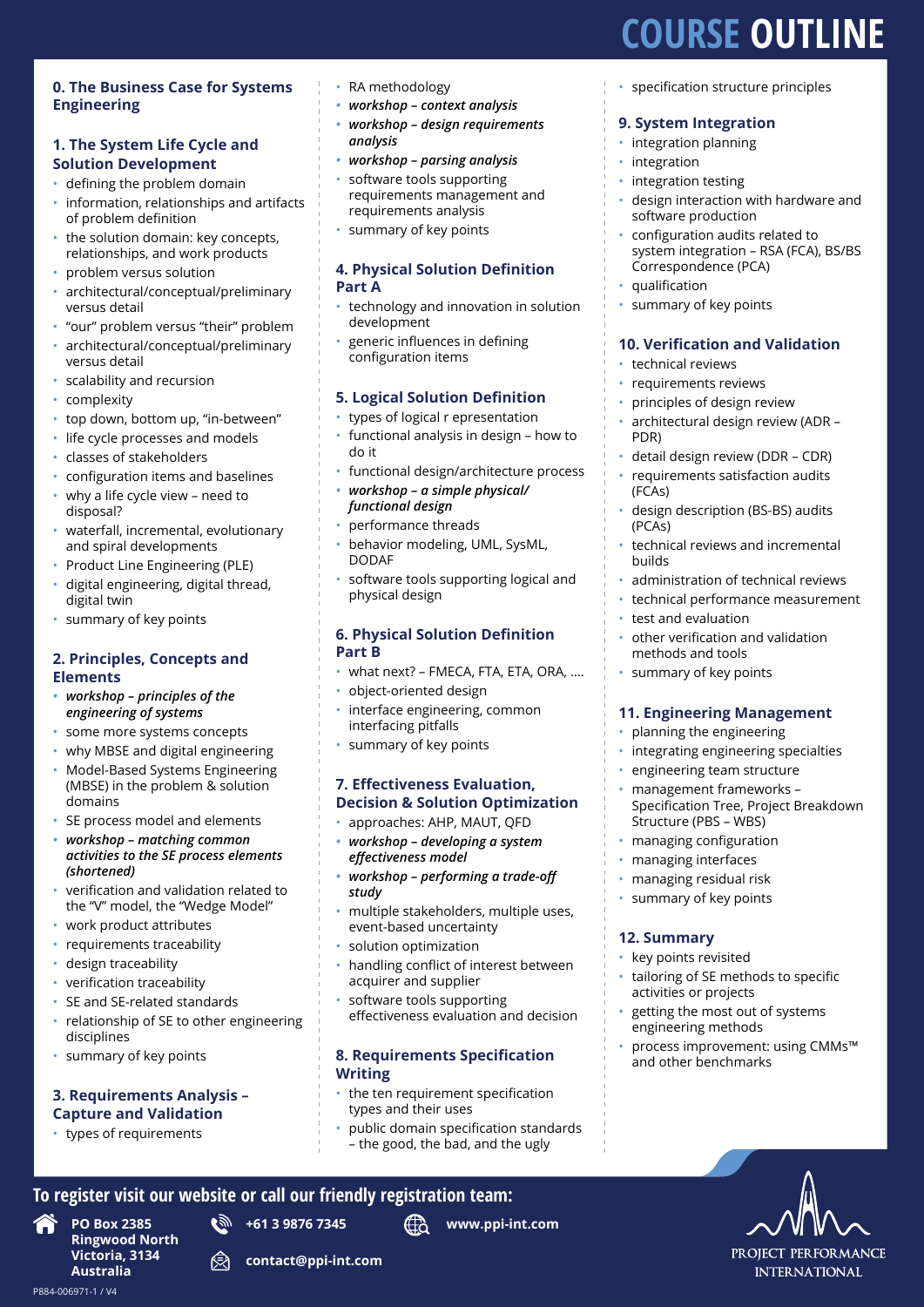# COURSE OUTLINE

### 0. The Business Case for Systems Engineering

### 1. The System Life Cycle and Solution Development

- defining the problem domain
- information, relationships and artifacts of problem definition
- the solution domain: key concepts, relationships, and work products
- problem versus solution
- architectural/conceptual/preliminary versus detail
- "our" problem versus "their" problem
- architectural/conceptual/preliminary versus detail
- scalability and recursion
- complexity
- top down, bottom up, "in-between"
- life cycle processes and models
- classes of stakeholders
- configuration items and baselines
- why a life cycle view – need to disposal?
- waterfall, incremental, evolutionary and spiral developments
- Product Line Engineering (PLE)
- digital engineering, digital thread, digital twin
- summary of key points

### 2. Principles, Concepts and Elements

- ***workshop – principles of the engineering of systems***
- some more systems concepts
- why MBSE and digital engineering
- Model-Based Systems Engineering (MBSE) in the problem & solution domains
- SE process model and elements
- ***workshop – matching common activities to the SE process elements (shortened)***
- verification and validation related to the "V" model, the "Wedge Model"
- work product attributes
- requirements traceability
- design traceability
- verification traceability
- SE and SE-related standards
- relationship of SE to other engineering disciplines
- summary of key points

### 3. Requirements Analysis – Capture and Validation

- types of requirements
- RA methodology
- ***workshop – context analysis***
- ***workshop – design requirements analysis***
- ***workshop – parsing analysis***
- software tools supporting requirements management and requirements analysis
- summary of key points

### 4. Physical Solution Definition Part A

- technology and innovation in solution development
- generic influences in defining configuration items

### 5. Logical Solution Definition

- types of logical r epresentation
- functional analysis in design – how to do it
- functional design/architecture process
- ***workshop – a simple physical/ functional design***
- performance threads
- behavior modeling, UML, SysML, DODAF
- software tools supporting logical and physical design

### 6. Physical Solution Definition Part B

- what next? – FMECA, FTA, ETA, ORA, ....
- object-oriented design
- interface engineering, common interfacing pitfalls
- summary of key points

### 7. Effectiveness Evaluation, Decision & Solution Optimization

- approaches: AHP, MAUT, QFD
- ***workshop – developing a system effectiveness model***
- ***workshop – performing a trade-off study***
- multiple stakeholders, multiple uses, event-based uncertainty
- solution optimization
- handling conflict of interest between acquirer and supplier
- software tools supporting effectiveness evaluation and decision

### 8. Requirements Specification Writing

- the ten requirement specification types and their uses
- public domain specification standards – the good, the bad, and the ugly
- specification structure principles

### 9. System Integration

- integration planning
- integration
- integration testing
- design interaction with hardware and software production
- configuration audits related to system integration – RSA (FCA), BS/BS Correspondence (PCA)
- qualification
- summary of key points

### 10. Verification and Validation

- technical reviews
- requirements reviews
- principles of design review
- architectural design review (ADR – PDR)
- detail design review (DDR – CDR)
- requirements satisfaction audits (FCAs)
- design description (BS-BS) audits (PCAs)
- technical reviews and incremental builds
- administration of technical reviews
- technical performance measurement
- test and evaluation
- other verification and validation methods and tools
- summary of key points

### 11. Engineering Management

- planning the engineering
- integrating engineering specialties
- engineering team structure
- management frameworks – Specification Tree, Project Breakdown Structure (PBS – WBS)
- managing configuration
- managing interfaces
- managing residual risk
- summary of key points

### 12. Summary

- key points revisited
- tailoring of SE methods to specific activities or projects
- getting the most out of systems engineering methods
- process improvement: using CMMs™ and other benchmarks

## To register visit our website or call our friendly registration team:

**PO Box 2385**
**Ringwood North**
**Victoria, 3134**
**Australia**

**+61 3 9876 7345**

**contact@ppi-int.com**

**www.ppi-int.com**

PROJECT PERFORMANCE INTERNATIONAL

P884-006971-1 / V4